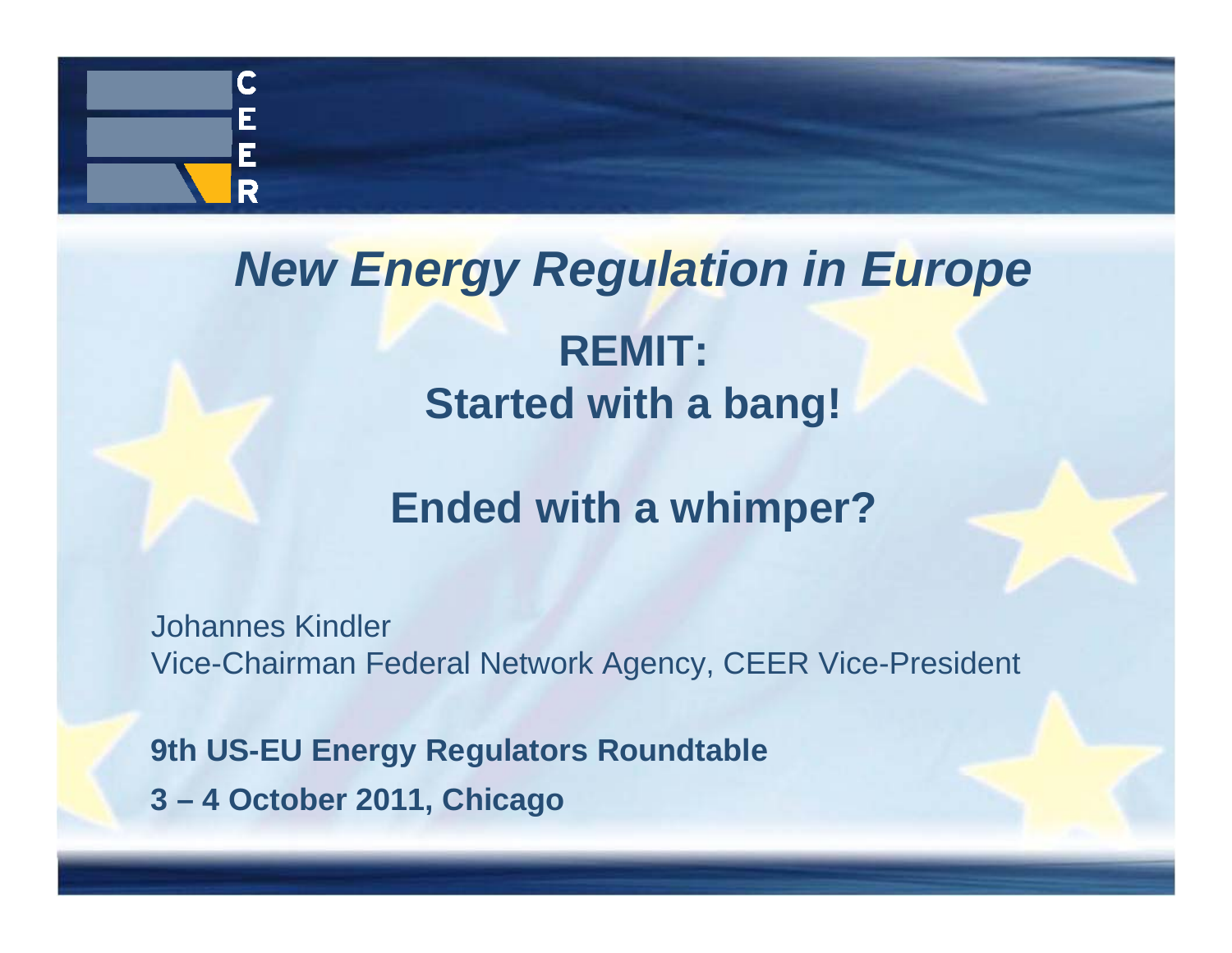# *New Energy Regulation in Europe*

## REMIT:
## Started with a bang!

## Ended with a whimper?

Johannes Kindler
Vice-Chairman Federal Network Agency, CEER Vice-President

**9th US-EU Energy Regulators Roundtable**

**3 – 4 October 2011, Chicago**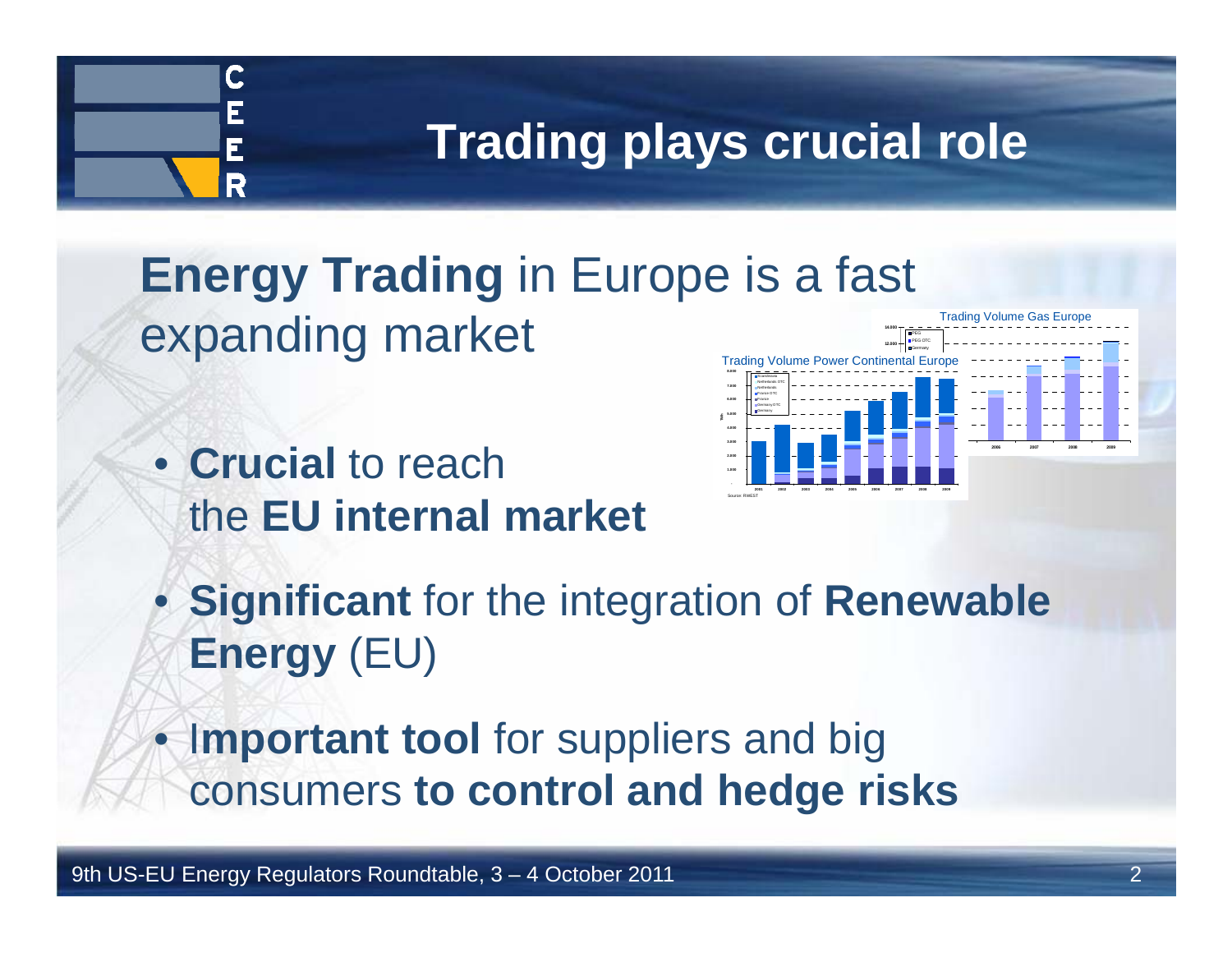# Trading plays crucial role

**Energy Trading** in Europe is a fast expanding market

Trading Volume Gas Europe

Trading Volume Power Continental Europe

Source: RWEST

- **Crucial** to reach the **EU internal market**
- **Significant** for the integration of **Renewable Energy** (EU)
- **Important tool** for suppliers and big consumers **to control and hedge risks**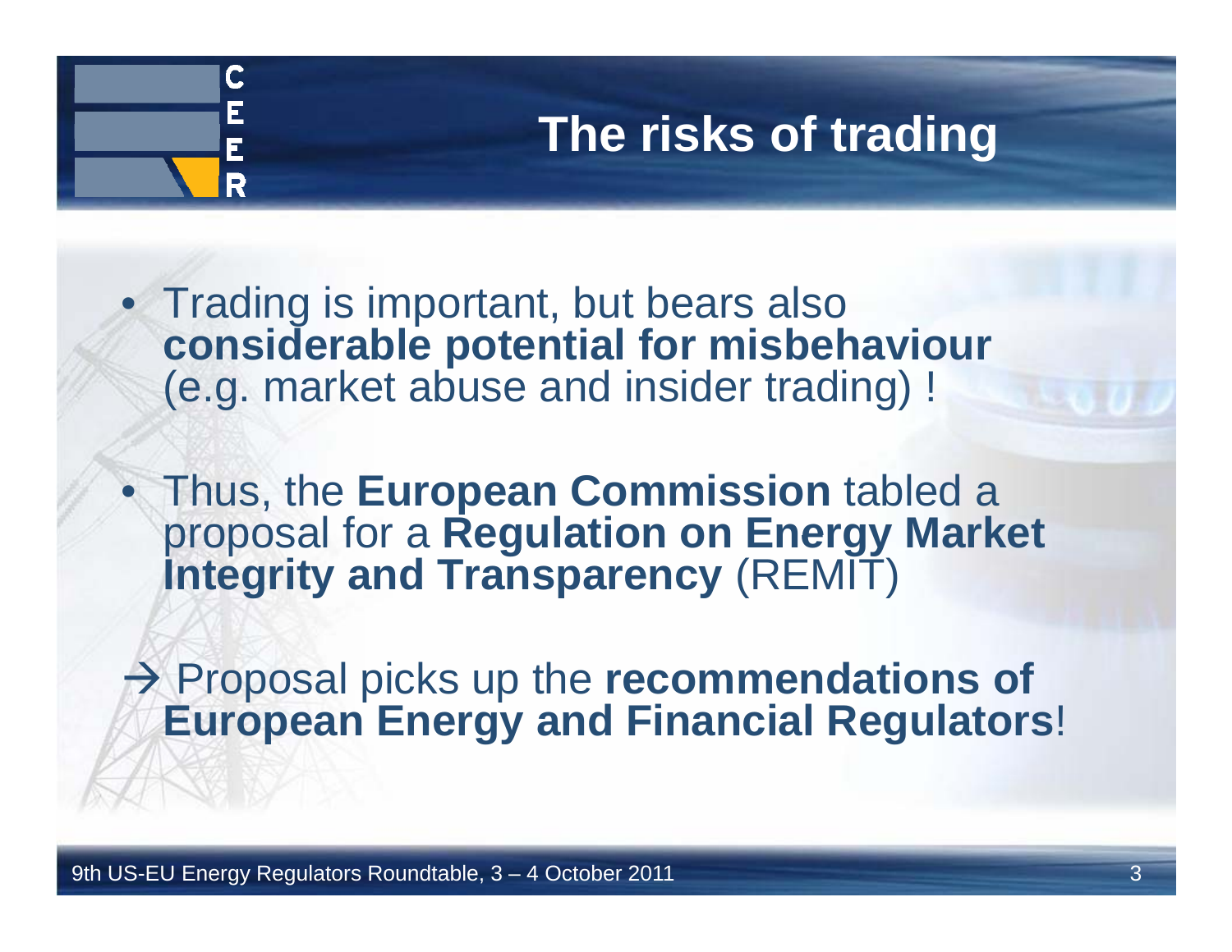# The risks of trading

- Trading is important, but bears also **considerable potential for misbehaviour** (e.g. market abuse and insider trading) !

- Thus, the **European Commission** tabled a proposal for a **Regulation on Energy Market Integrity and Transparency** (REMIT)

→ Proposal picks up the **recommendations of European Energy and Financial Regulators**!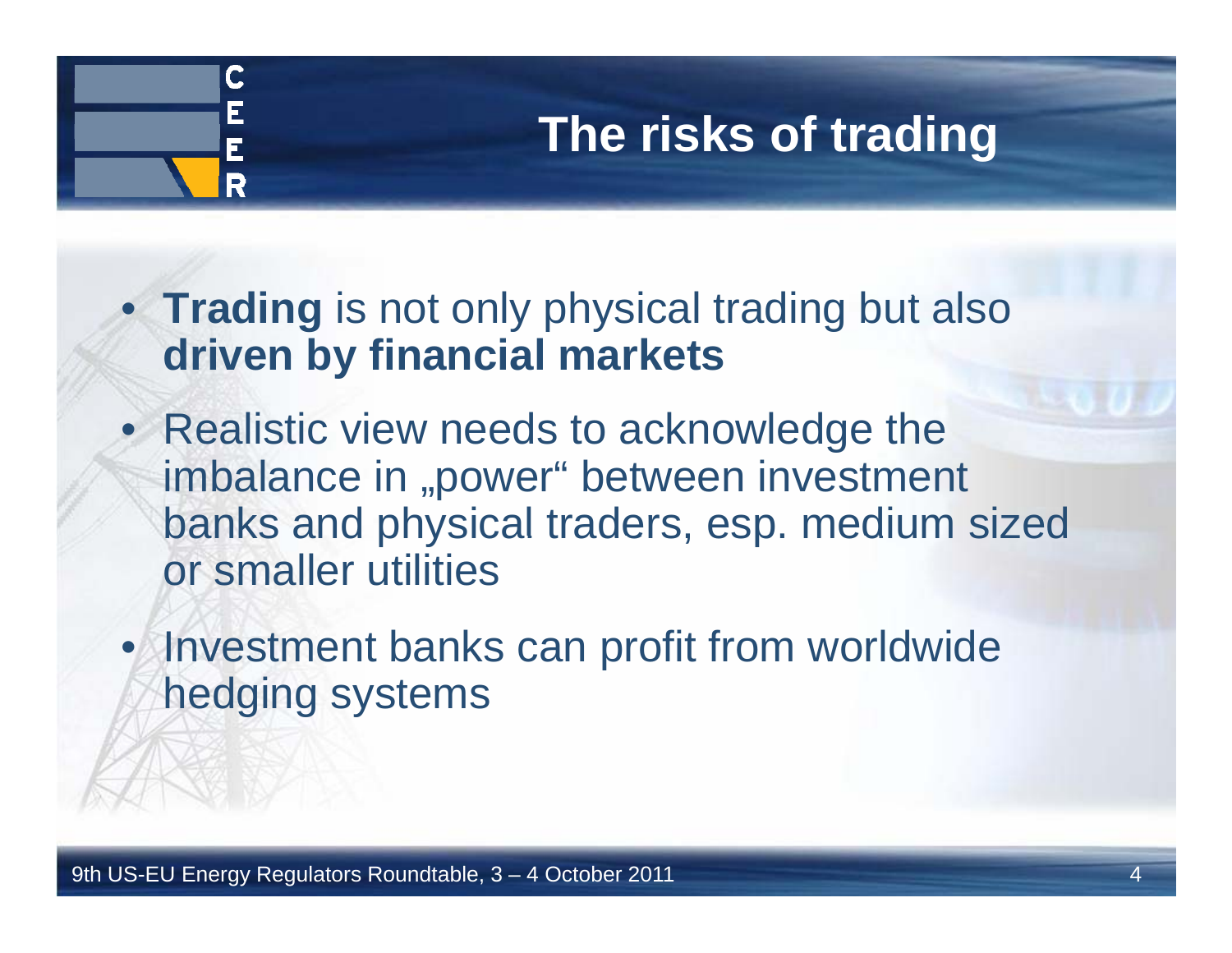# The risks of trading

- **Trading** is not only physical trading but also **driven by financial markets**
- Realistic view needs to acknowledge the imbalance in „power" between investment banks and physical traders, esp. medium sized or smaller utilities
- Investment banks can profit from worldwide hedging systems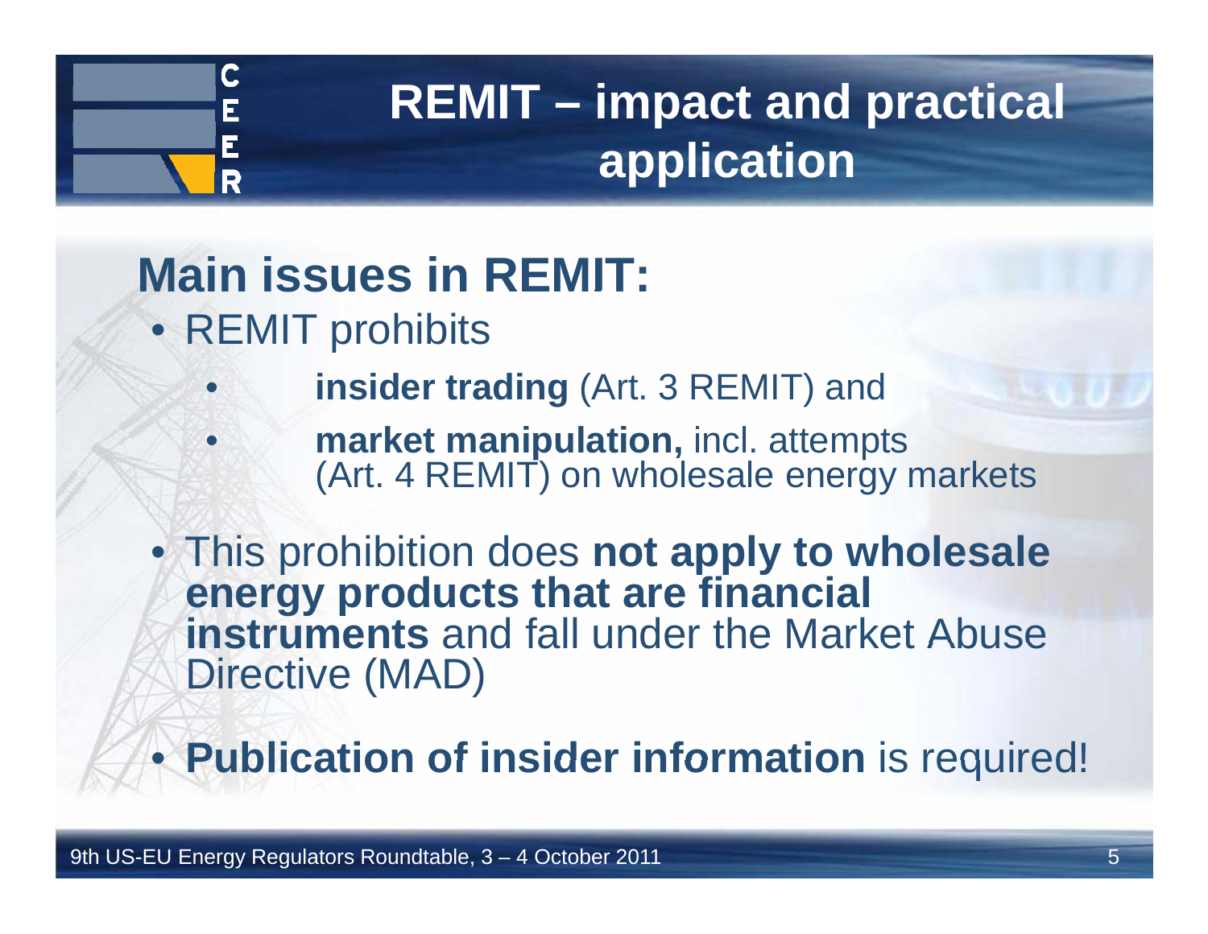# REMIT – impact and practical application

## Main issues in REMIT:

- REMIT prohibits
  - **insider trading** (Art. 3 REMIT) and
  - **market manipulation,** incl. attempts (Art. 4 REMIT) on wholesale energy markets
- This prohibition does **not apply to wholesale energy products that are financial instruments** and fall under the Market Abuse Directive (MAD)
- **Publication of insider information** is required!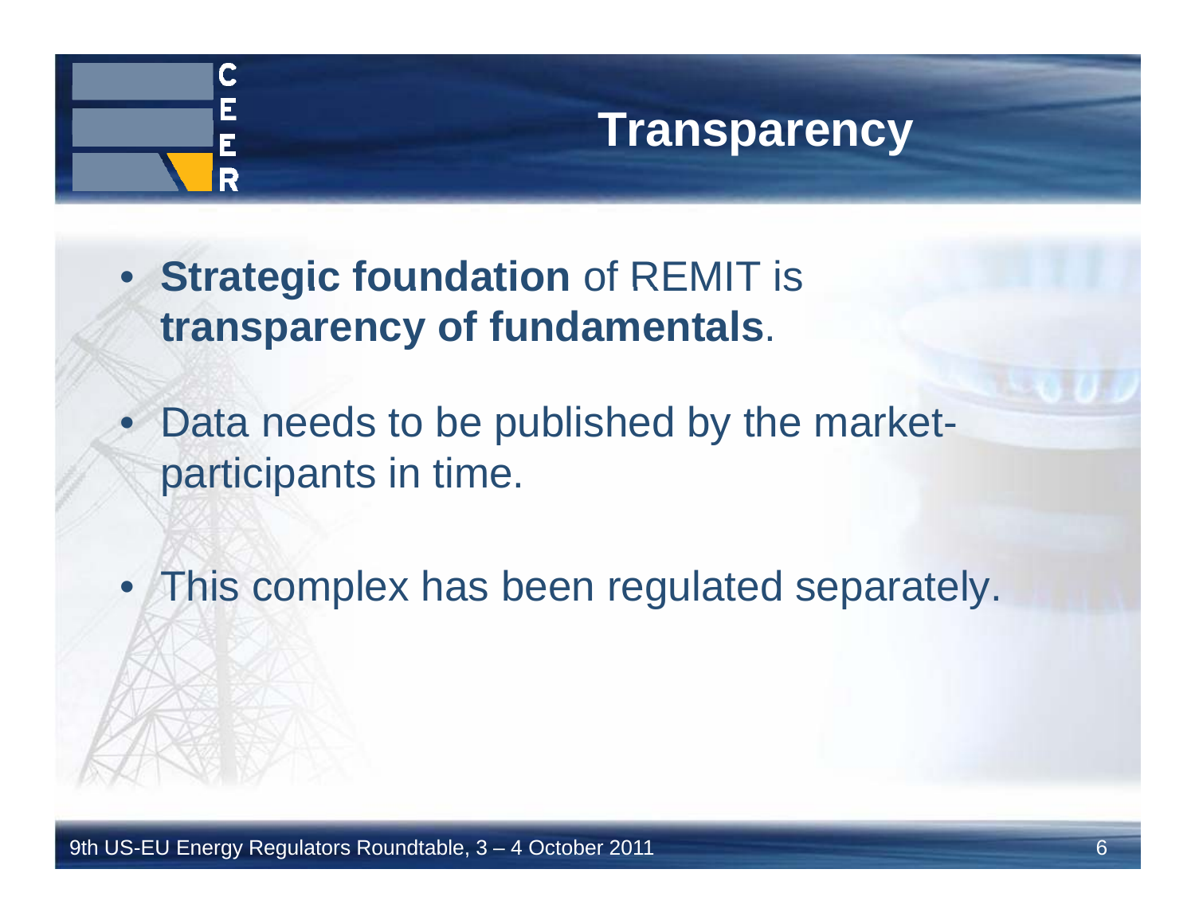# Transparency

- **Strategic foundation** of REMIT is **transparency of fundamentals**.
- Data needs to be published by the market-participants in time.
- This complex has been regulated separately.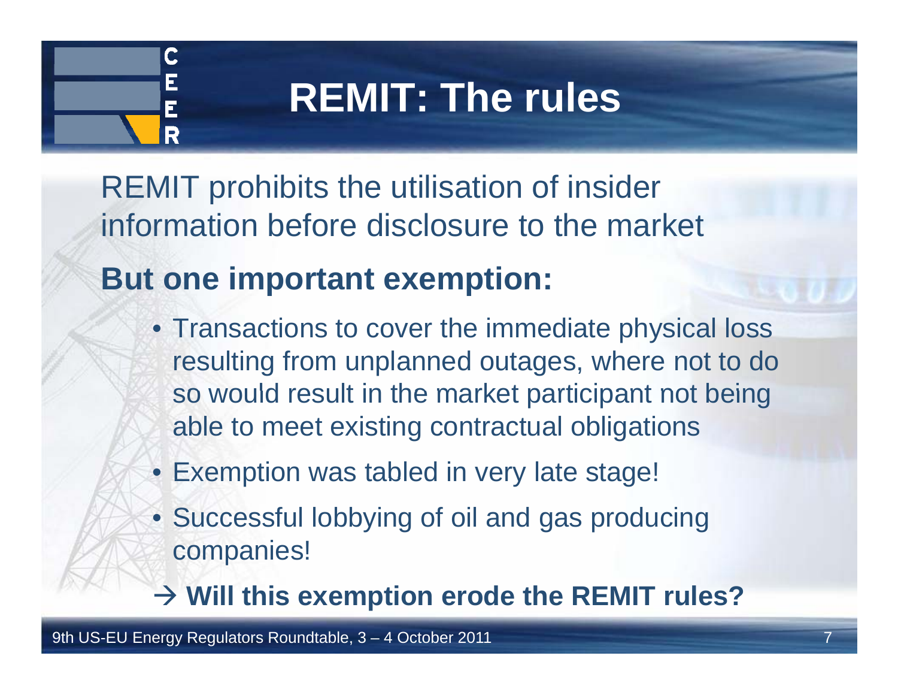# REMIT: The rules

REMIT prohibits the utilisation of insider information before disclosure to the market

**But one important exemption:**

- Transactions to cover the immediate physical loss resulting from unplanned outages, where not to do so would result in the market participant not being able to meet existing contractual obligations
- Exemption was tabled in very late stage!
- Successful lobbying of oil and gas producing companies!

→ **Will this exemption erode the REMIT rules?**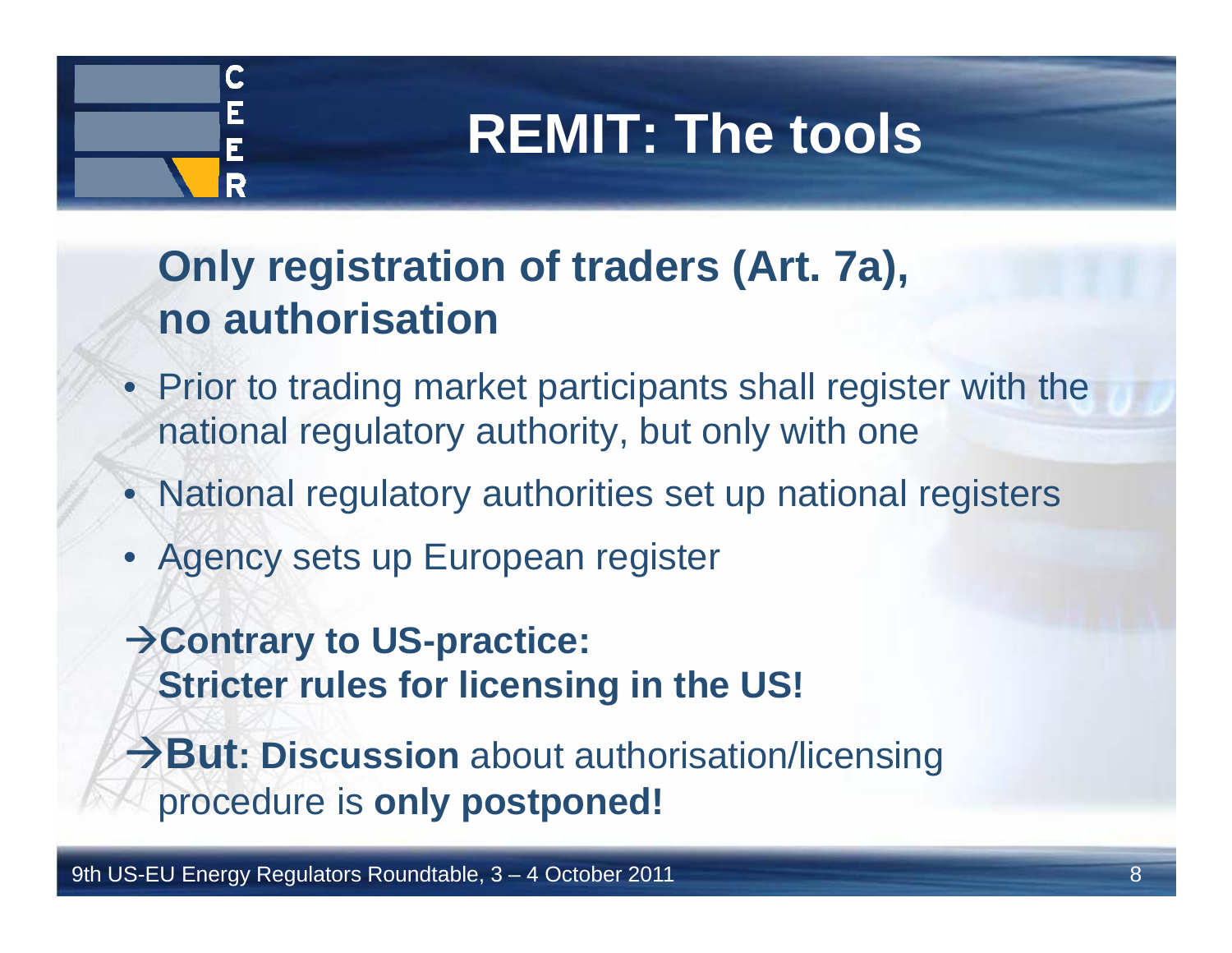# REMIT: The tools

## Only registration of traders (Art. 7a), no authorisation

- Prior to trading market participants shall register with the national regulatory authority, but only with one
- National regulatory authorities set up national registers
- Agency sets up European register

→**Contrary to US-practice: Stricter rules for licensing in the US!**

→**But: Discussion** about authorisation/licensing procedure is **only postponed!**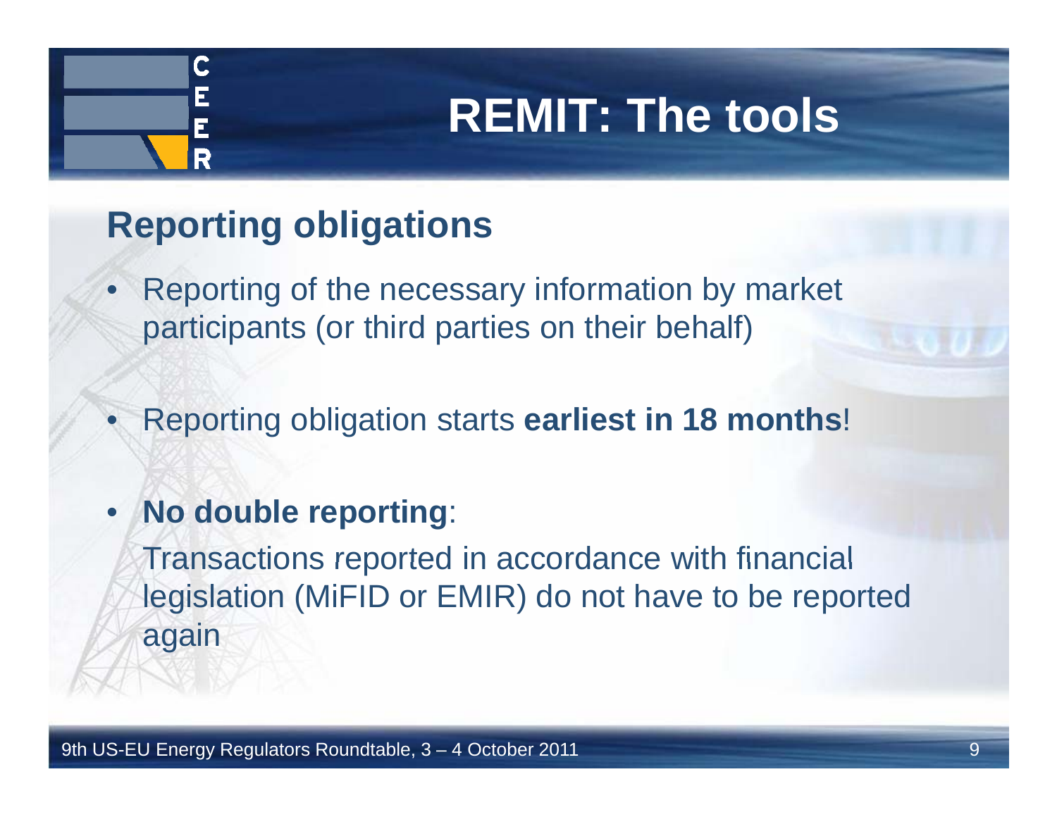# REMIT: The tools

## Reporting obligations

- Reporting of the necessary information by market participants (or third parties on their behalf)
- Reporting obligation starts **earliest in 18 months**!
- **No double reporting**:

  Transactions reported in accordance with financial legislation (MiFID or EMIR) do not have to be reported again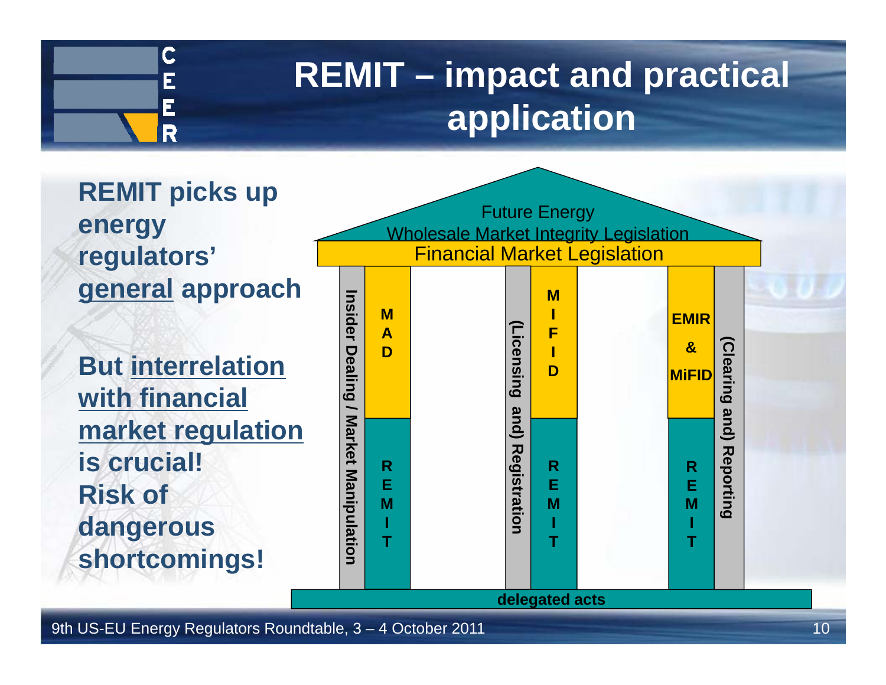# REMIT – impact and practical application

**REMIT picks up energy regulators' general approach**

**But interrelation with financial market regulation is crucial! Risk of dangerous shortcomings!**

Future Energy Wholesale Market Integrity Legislation

Financial Market Legislation

| Insider Dealing / Market Manipulation | (Licensing and) Registration | (Clearing and) Reporting |
|---|---|---|
| MAD | MIFID | EMIR & MiFID |
| REMIT | REMIT | REMIT |

**delegated acts**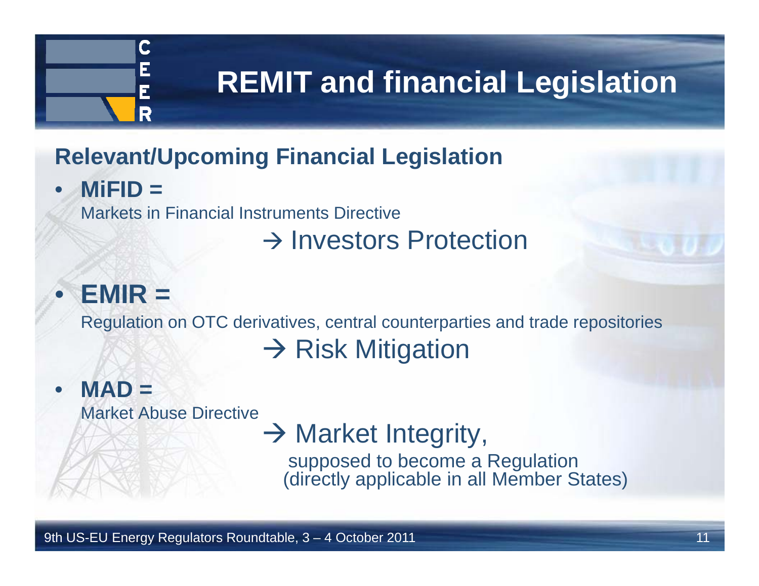# REMIT and financial Legislation

## Relevant/Upcoming Financial Legislation

- **MiFID =**
  Markets in Financial Instruments Directive
  → Investors Protection

- **EMIR =**
  Regulation on OTC derivatives, central counterparties and trade repositories
  → Risk Mitigation

- **MAD =**
  Market Abuse Directive
  → Market Integrity,
  supposed to become a Regulation
  (directly applicable in all Member States)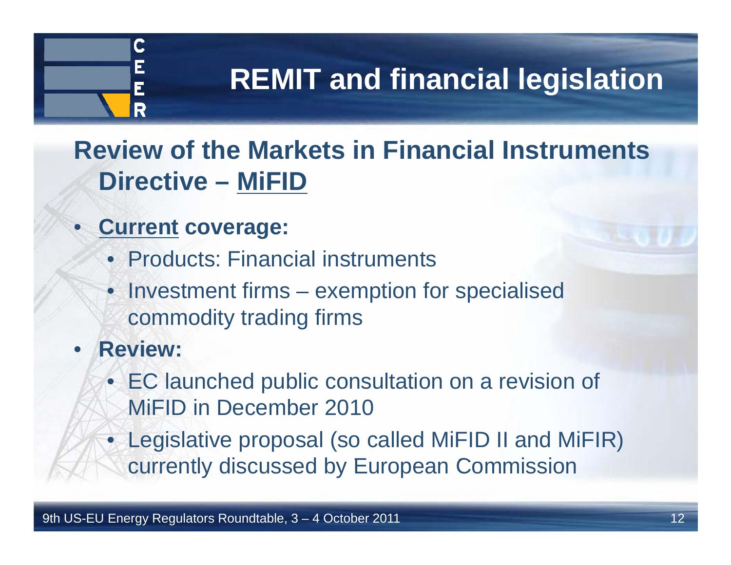# REMIT and financial legislation

## Review of the Markets in Financial Instruments Directive – MiFID

- **Current coverage:**
  - Products: Financial instruments
  - Investment firms – exemption for specialised commodity trading firms
- **Review:**
  - EC launched public consultation on a revision of MiFID in December 2010
  - Legislative proposal (so called MiFID II and MiFIR) currently discussed by European Commission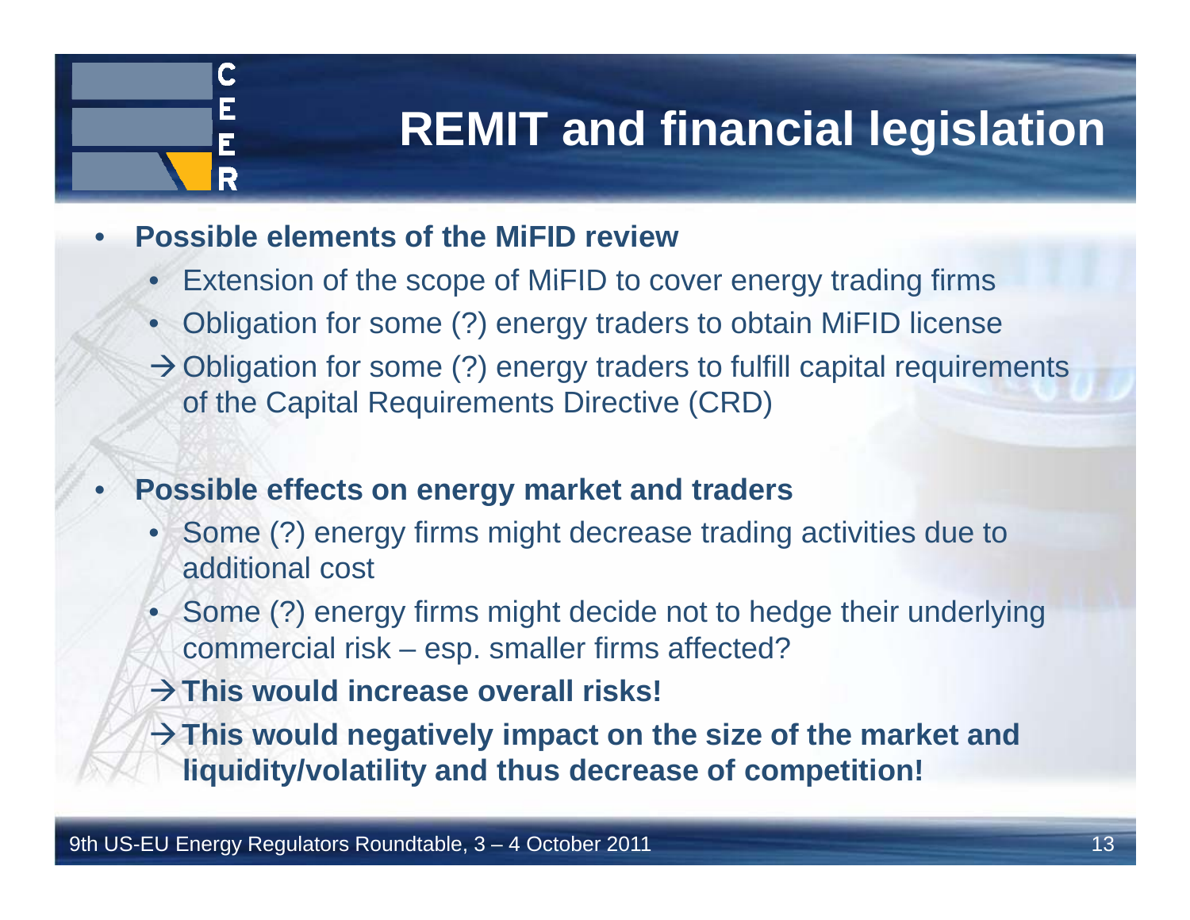# REMIT and financial legislation

- **Possible elements of the MiFID review**
  - Extension of the scope of MiFID to cover energy trading firms
  - Obligation for some (?) energy traders to obtain MiFID license
  - → Obligation for some (?) energy traders to fulfill capital requirements of the Capital Requirements Directive (CRD)

- **Possible effects on energy market and traders**
  - Some (?) energy firms might decrease trading activities due to additional cost
  - Some (?) energy firms might decide not to hedge their underlying commercial risk – esp. smaller firms affected?
  - → **This would increase overall risks!**
  - → **This would negatively impact on the size of the market and liquidity/volatility and thus decrease of competition!**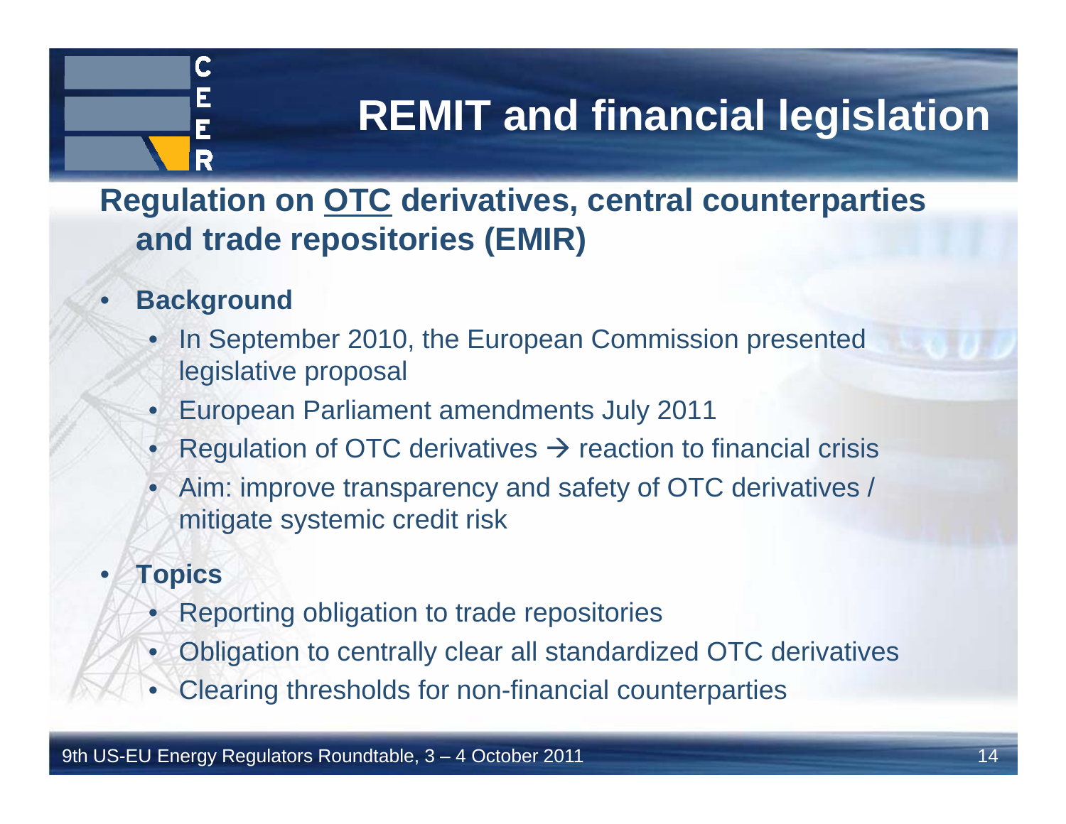# REMIT and financial legislation

## Regulation on OTC derivatives, central counterparties and trade repositories (EMIR)

- **Background**
  - In September 2010, the European Commission presented legislative proposal
  - European Parliament amendments July 2011
  - Regulation of OTC derivatives → reaction to financial crisis
  - Aim: improve transparency and safety of OTC derivatives / mitigate systemic credit risk
- **Topics**
  - Reporting obligation to trade repositories
  - Obligation to centrally clear all standardized OTC derivatives
  - Clearing thresholds for non-financial counterparties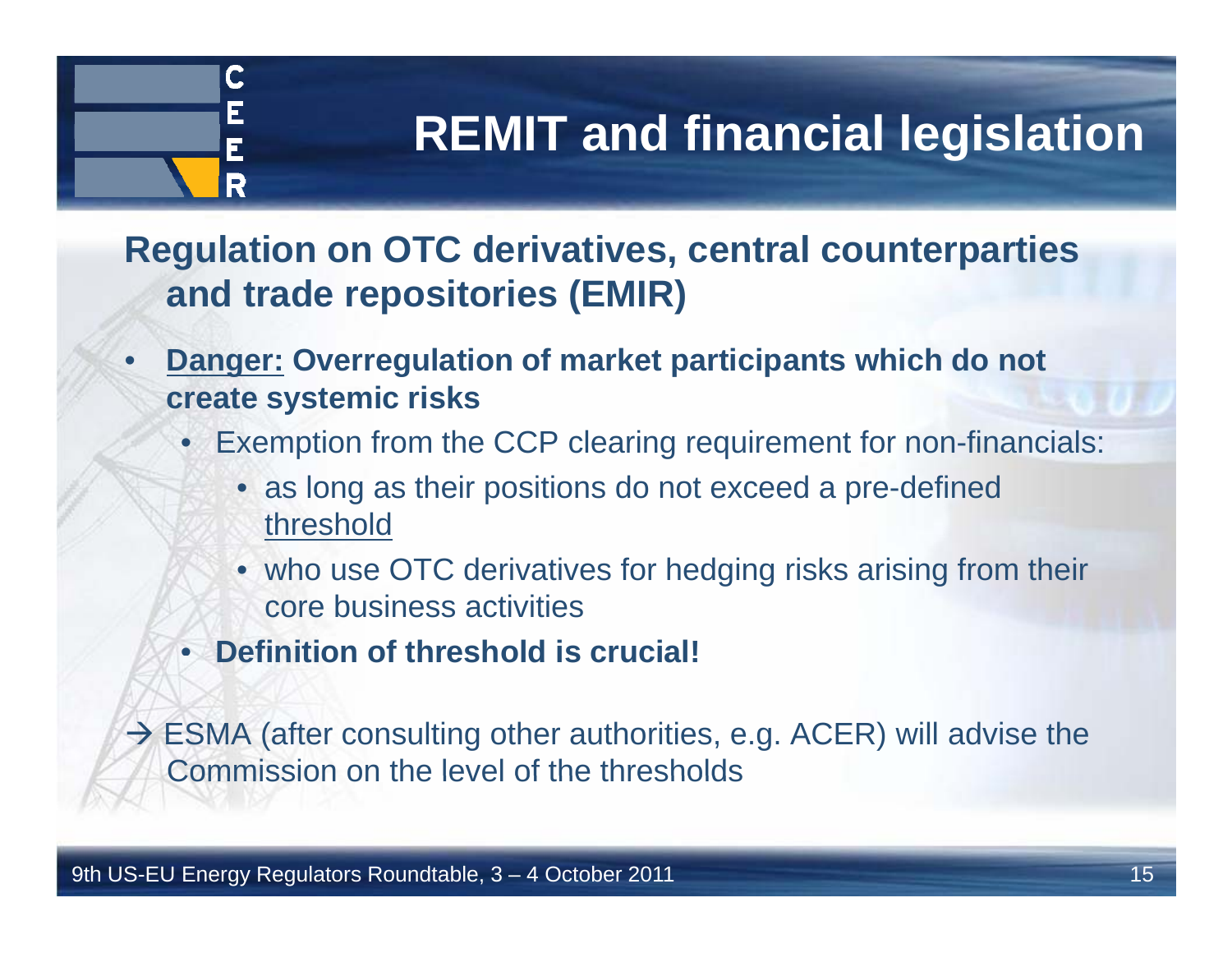# REMIT and financial legislation

## Regulation on OTC derivatives, central counterparties and trade repositories (EMIR)

- **<u>Danger:</u> Overregulation of market participants which do not create systemic risks**
  - Exemption from the CCP clearing requirement for non-financials:
    - as long as their positions do not exceed a pre-defined <u>threshold</u>
    - who use OTC derivatives for hedging risks arising from their core business activities
  - **Definition of threshold is crucial!**

→ ESMA (after consulting other authorities, e.g. ACER) will advise the Commission on the level of the thresholds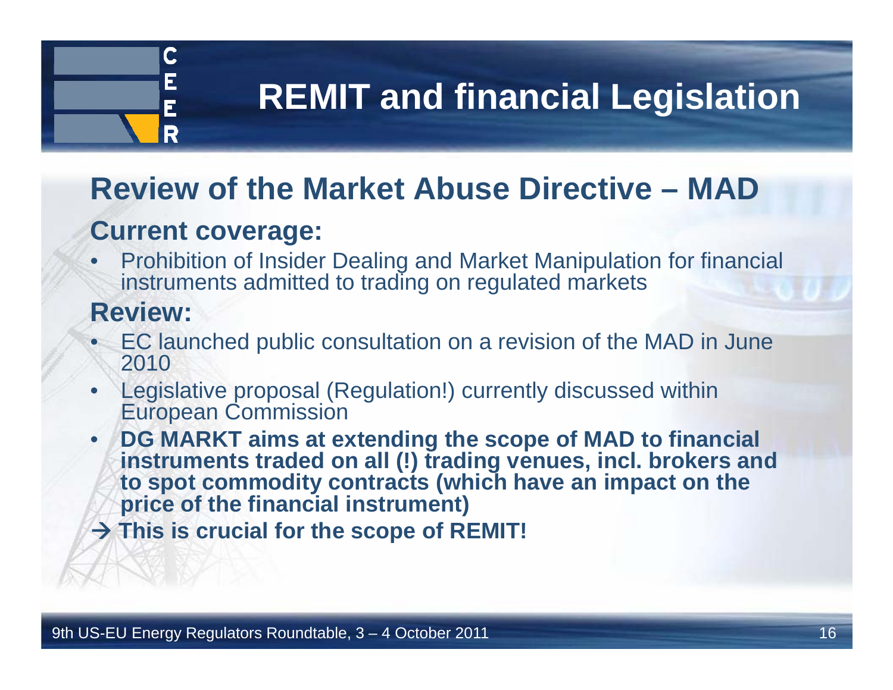# REMIT and financial Legislation

## Review of the Market Abuse Directive – MAD

### Current coverage:

- Prohibition of Insider Dealing and Market Manipulation for financial instruments admitted to trading on regulated markets

### Review:

- EC launched public consultation on a revision of the MAD in June 2010
- Legislative proposal (Regulation!) currently discussed within European Commission
- **DG MARKT aims at extending the scope of MAD to financial instruments traded on all (!) trading venues, incl. brokers and to spot commodity contracts (which have an impact on the price of the financial instrument)**

**→ This is crucial for the scope of REMIT!**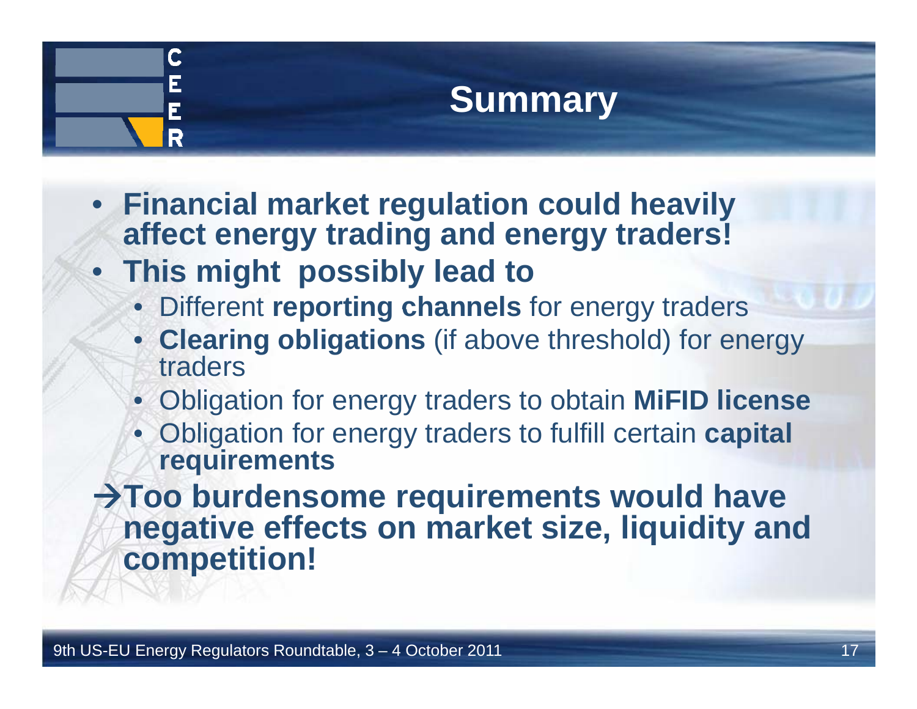# Summary

- **Financial market regulation could heavily affect energy trading and energy traders!**
- **This might possibly lead to**
  - Different **reporting channels** for energy traders
  - **Clearing obligations** (if above threshold) for energy traders
  - Obligation for energy traders to obtain **MiFID license**
  - Obligation for energy traders to fulfill certain **capital requirements**

**→Too burdensome requirements would have negative effects on market size, liquidity and competition!**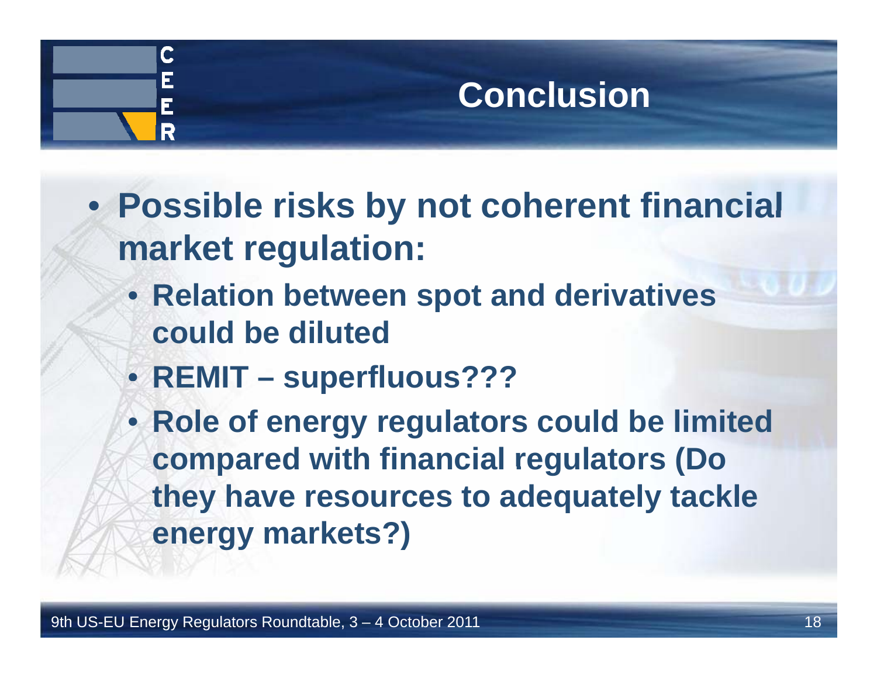# Conclusion

- **Possible risks by not coherent financial market regulation:**
  - **Relation between spot and derivatives could be diluted**
  - **REMIT – superfluous???**
  - **Role of energy regulators could be limited compared with financial regulators (Do they have resources to adequately tackle energy markets?)**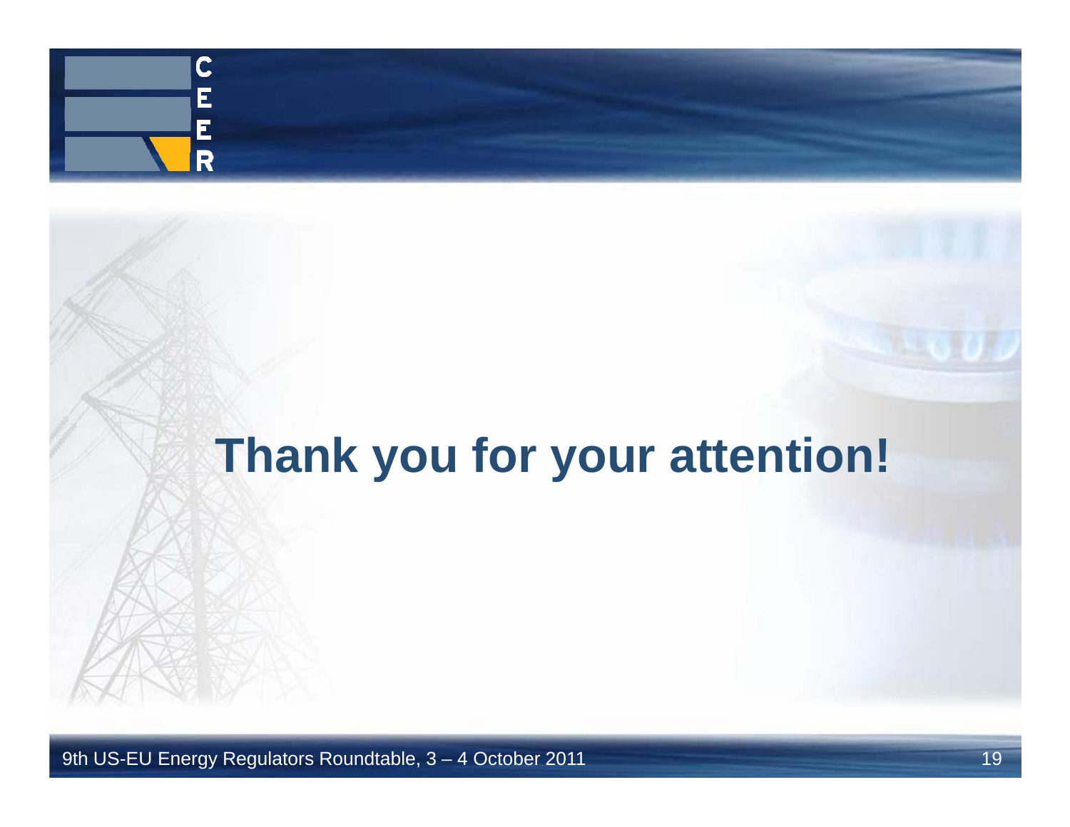# Thank you for your attention!